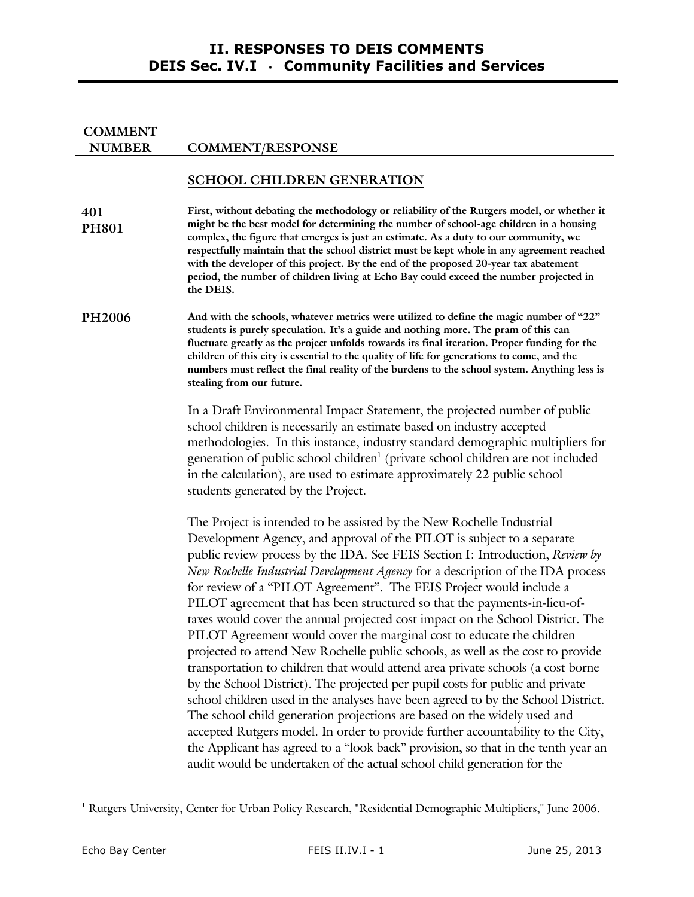# II. RESPONSES TO DEIS COMMENTS
## DEIS Sec. IV.I · Community Facilities and Services

| COMMENT NUMBER | COMMENT/RESPONSE |
|---|---|

### SCHOOL CHILDREN GENERATION

**401**
**PH801**

**First, without debating the methodology or reliability of the Rutgers model, or whether it might be the best model for determining the number of school-age children in a housing complex, the figure that emerges is just an estimate. As a duty to our community, we respectfully maintain that the school district must be kept whole in any agreement reached with the developer of this project. By the end of the proposed 20-year tax abatement period, the number of children living at Echo Bay could exceed the number projected in the DEIS.**

**PH2006**

**And with the schools, whatever metrics were utilized to define the magic number of "22" students is purely speculation. It's a guide and nothing more. The pram of this can fluctuate greatly as the project unfolds towards its final iteration. Proper funding for the children of this city is essential to the quality of life for generations to come, and the numbers must reflect the final reality of the burdens to the school system. Anything less is stealing from our future.**

In a Draft Environmental Impact Statement, the projected number of public school children is necessarily an estimate based on industry accepted methodologies. In this instance, industry standard demographic multipliers for generation of public school children[1] (private school children are not included in the calculation), are used to estimate approximately 22 public school students generated by the Project.

The Project is intended to be assisted by the New Rochelle Industrial Development Agency, and approval of the PILOT is subject to a separate public review process by the IDA. See FEIS Section I: Introduction, *Review by New Rochelle Industrial Development Agency* for a description of the IDA process for review of a "PILOT Agreement". The FEIS Project would include a PILOT agreement that has been structured so that the payments-in-lieu-of-taxes would cover the annual projected cost impact on the School District. The PILOT Agreement would cover the marginal cost to educate the children projected to attend New Rochelle public schools, as well as the cost to provide transportation to children that would attend area private schools (a cost borne by the School District). The projected per pupil costs for public and private school children used in the analyses have been agreed to by the School District. The school child generation projections are based on the widely used and accepted Rutgers model. In order to provide further accountability to the City, the Applicant has agreed to a "look back" provision, so that in the tenth year an audit would be undertaken of the actual school child generation for the

[1] Rutgers University, Center for Urban Policy Research, "Residential Demographic Multipliers," June 2006.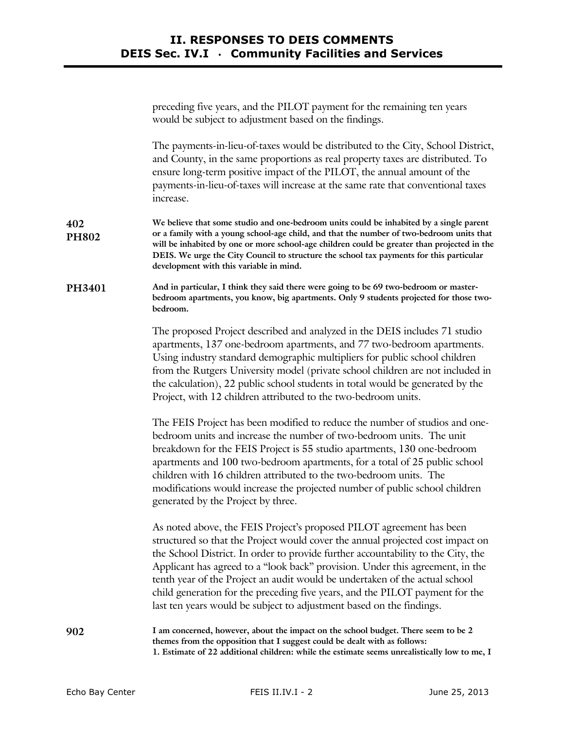preceding five years, and the PILOT payment for the remaining ten years would be subject to adjustment based on the findings.

The payments-in-lieu-of-taxes would be distributed to the City, School District, and County, in the same proportions as real property taxes are distributed. To ensure long-term positive impact of the PILOT, the annual amount of the payments-in-lieu-of-taxes will increase at the same rate that conventional taxes increase.

**402**
**PH802**

**We believe that some studio and one-bedroom units could be inhabited by a single parent or a family with a young school-age child, and that the number of two-bedroom units that will be inhabited by one or more school-age children could be greater than projected in the DEIS. We urge the City Council to structure the school tax payments for this particular development with this variable in mind.**

**PH3401**

**And in particular, I think they said there were going to be 69 two-bedroom or master-bedroom apartments, you know, big apartments. Only 9 students projected for those two-bedroom.**

The proposed Project described and analyzed in the DEIS includes 71 studio apartments, 137 one-bedroom apartments, and 77 two-bedroom apartments. Using industry standard demographic multipliers for public school children from the Rutgers University model (private school children are not included in the calculation), 22 public school students in total would be generated by the Project, with 12 children attributed to the two-bedroom units.

The FEIS Project has been modified to reduce the number of studios and one-bedroom units and increase the number of two-bedroom units. The unit breakdown for the FEIS Project is 55 studio apartments, 130 one-bedroom apartments and 100 two-bedroom apartments, for a total of 25 public school children with 16 children attributed to the two-bedroom units. The modifications would increase the projected number of public school children generated by the Project by three.

As noted above, the FEIS Project's proposed PILOT agreement has been structured so that the Project would cover the annual projected cost impact on the School District. In order to provide further accountability to the City, the Applicant has agreed to a "look back" provision. Under this agreement, in the tenth year of the Project an audit would be undertaken of the actual school child generation for the preceding five years, and the PILOT payment for the last ten years would be subject to adjustment based on the findings.

**902**

**I am concerned, however, about the impact on the school budget. There seem to be 2 themes from the opposition that I suggest could be dealt with as follows:**
**1. Estimate of 22 additional children: while the estimate seems unrealistically low to me, I**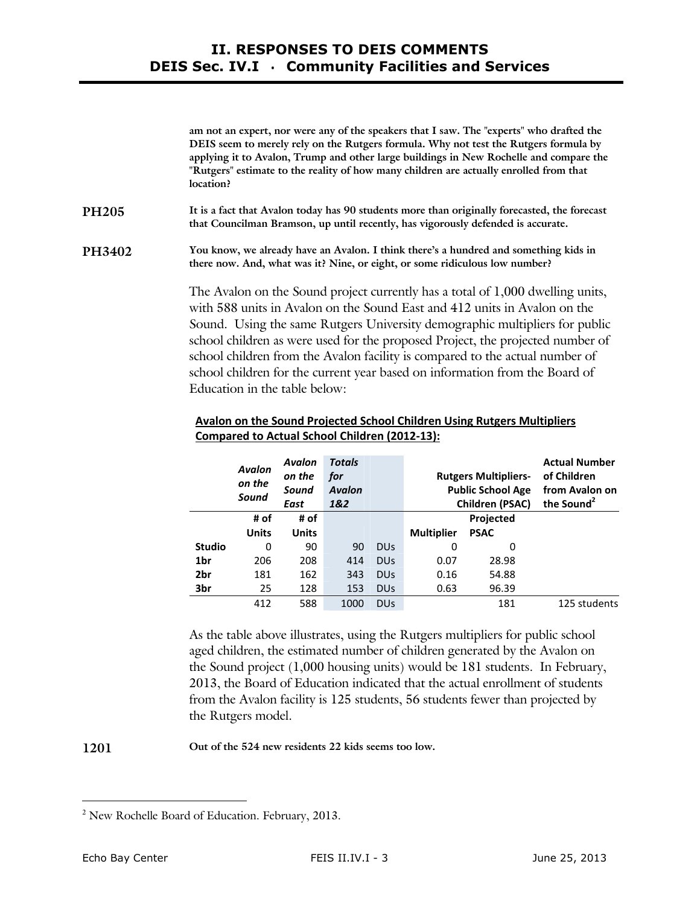am not an expert, nor were any of the speakers that I saw. The "experts" who drafted the DEIS seem to merely rely on the Rutgers formula. Why not test the Rutgers formula by applying it to Avalon, Trump and other large buildings in New Rochelle and compare the "Rutgers" estimate to the reality of how many children are actually enrolled from that location?

**PH205** **It is a fact that Avalon today has 90 students more than originally forecasted, the forecast that Councilman Bramson, up until recently, has vigorously defended is accurate.**

**PH3402** **You know, we already have an Avalon. I think there's a hundred and something kids in there now. And, what was it? Nine, or eight, or some ridiculous low number?**

The Avalon on the Sound project currently has a total of 1,000 dwelling units, with 588 units in Avalon on the Sound East and 412 units in Avalon on the Sound. Using the same Rutgers University demographic multipliers for public school children as were used for the proposed Project, the projected number of school children from the Avalon facility is compared to the actual number of school children for the current year based on information from the Board of Education in the table below:

**Avalon on the Sound Projected School Children Using Rutgers Multipliers Compared to Actual School Children (2012-13):**

| | *Avalon on the Sound* | *Avalon on the Sound East* | *Totals for Avalon 1&2* | | Rutgers Multipliers- Public School Age Children (PSAC) | | Actual Number of Children from Avalon on the Sound[2] |
|---|---|---|---|---|---|---|---|
| | **# of Units** | **# of Units** | | | **Multiplier** | **Projected PSAC** | |
| **Studio** | 0 | 90 | 90 | DUs | 0 | 0 | |
| **1br** | 206 | 208 | 414 | DUs | 0.07 | 28.98 | |
| **2br** | 181 | 162 | 343 | DUs | 0.16 | 54.88 | |
| **3br** | 25 | 128 | 153 | DUs | 0.63 | 96.39 | |
| | 412 | 588 | 1000 | DUs | | 181 | 125 students |

As the table above illustrates, using the Rutgers multipliers for public school aged children, the estimated number of children generated by the Avalon on the Sound project (1,000 housing units) would be 181 students. In February, 2013, the Board of Education indicated that the actual enrollment of students from the Avalon facility is 125 students, 56 students fewer than projected by the Rutgers model.

**1201** **Out of the 524 new residents 22 kids seems too low.**

[2] New Rochelle Board of Education. February, 2013.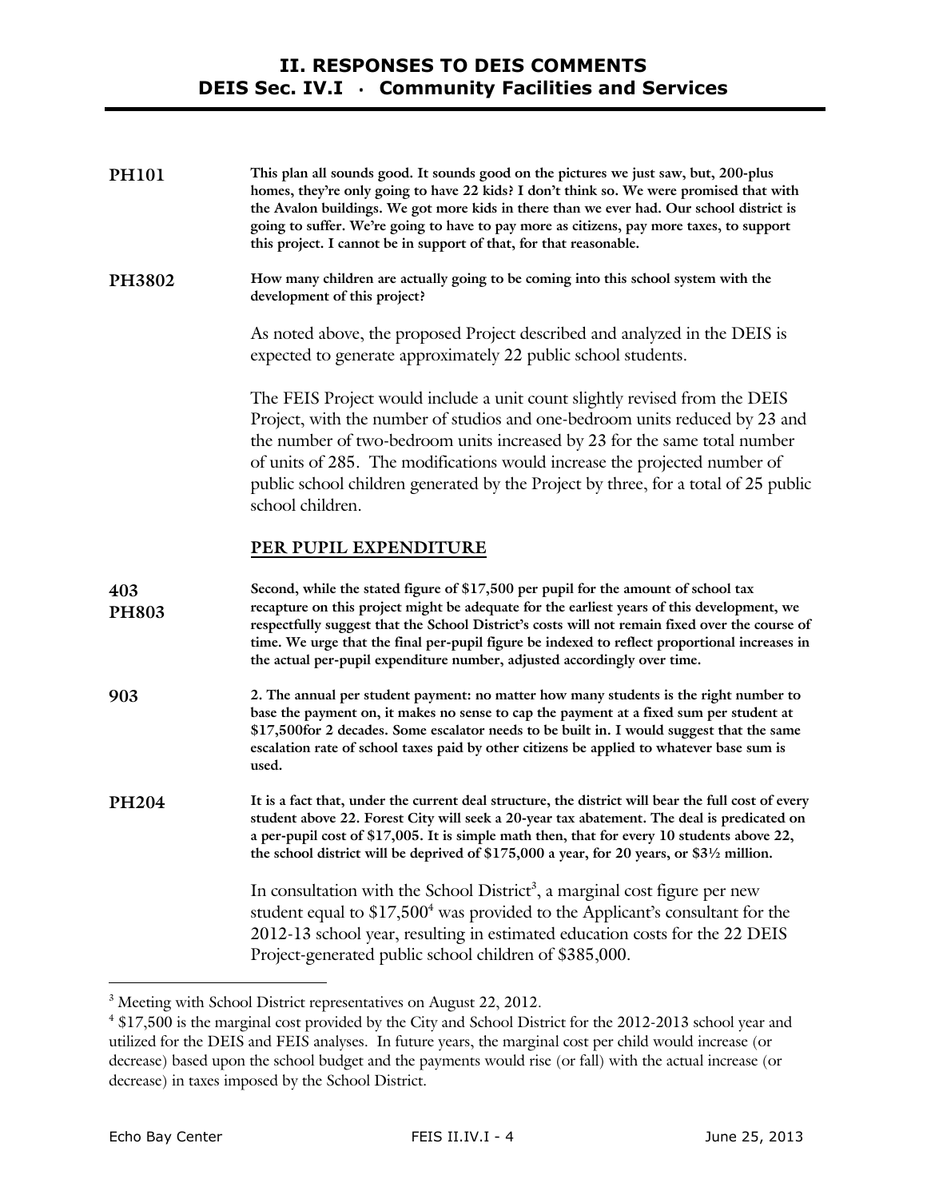**PH101** **This plan all sounds good. It sounds good on the pictures we just saw, but, 200-plus homes, they're only going to have 22 kids? I don't think so. We were promised that with the Avalon buildings. We got more kids in there than we ever had. Our school district is going to suffer. We're going to have to pay more as citizens, pay more taxes, to support this project. I cannot be in support of that, for that reasonable.**

**PH3802** **How many children are actually going to be coming into this school system with the development of this project?**

As noted above, the proposed Project described and analyzed in the DEIS is expected to generate approximately 22 public school students.

The FEIS Project would include a unit count slightly revised from the DEIS Project, with the number of studios and one-bedroom units reduced by 23 and the number of two-bedroom units increased by 23 for the same total number of units of 285. The modifications would increase the projected number of public school children generated by the Project by three, for a total of 25 public school children.

## PER PUPIL EXPENDITURE

**403**
**PH803** **Second, while the stated figure of $17,500 per pupil for the amount of school tax recapture on this project might be adequate for the earliest years of this development, we respectfully suggest that the School District's costs will not remain fixed over the course of time. We urge that the final per-pupil figure be indexed to reflect proportional increases in the actual per-pupil expenditure number, adjusted accordingly over time.**

**903** **2. The annual per student payment: no matter how many students is the right number to base the payment on, it makes no sense to cap the payment at a fixed sum per student at $17,500for 2 decades. Some escalator needs to be built in. I would suggest that the same escalation rate of school taxes paid by other citizens be applied to whatever base sum is used.**

**PH204** **It is a fact that, under the current deal structure, the district will bear the full cost of every student above 22. Forest City will seek a 20-year tax abatement. The deal is predicated on a per-pupil cost of $17,005. It is simple math then, that for every 10 students above 22, the school district will be deprived of $175,000 a year, for 20 years, or $3½ million.**

In consultation with the School District[3], a marginal cost figure per new student equal to $17,500[4] was provided to the Applicant's consultant for the 2012-13 school year, resulting in estimated education costs for the 22 DEIS Project-generated public school children of $385,000.

---

[3] Meeting with School District representatives on August 22, 2012.

[4] $17,500 is the marginal cost provided by the City and School District for the 2012-2013 school year and utilized for the DEIS and FEIS analyses. In future years, the marginal cost per child would increase (or decrease) based upon the school budget and the payments would rise (or fall) with the actual increase (or decrease) in taxes imposed by the School District.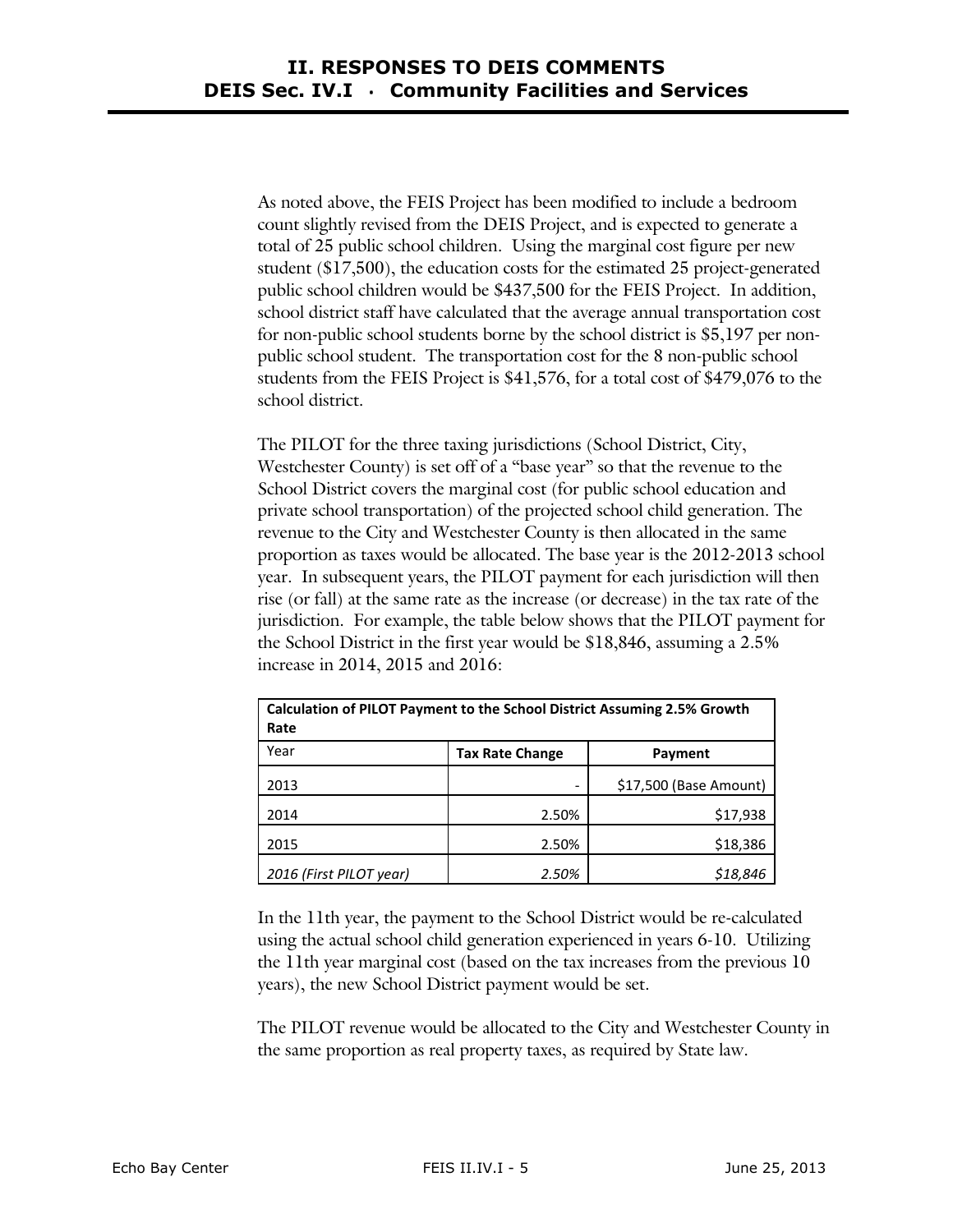As noted above, the FEIS Project has been modified to include a bedroom count slightly revised from the DEIS Project, and is expected to generate a total of 25 public school children. Using the marginal cost figure per new student ($17,500), the education costs for the estimated 25 project-generated public school children would be $437,500 for the FEIS Project. In addition, school district staff have calculated that the average annual transportation cost for non-public school students borne by the school district is $5,197 per non-public school student. The transportation cost for the 8 non-public school students from the FEIS Project is $41,576, for a total cost of $479,076 to the school district.

The PILOT for the three taxing jurisdictions (School District, City, Westchester County) is set off of a "base year" so that the revenue to the School District covers the marginal cost (for public school education and private school transportation) of the projected school child generation. The revenue to the City and Westchester County is then allocated in the same proportion as taxes would be allocated. The base year is the 2012-2013 school year. In subsequent years, the PILOT payment for each jurisdiction will then rise (or fall) at the same rate as the increase (or decrease) in the tax rate of the jurisdiction. For example, the table below shows that the PILOT payment for the School District in the first year would be $18,846, assuming a 2.5% increase in 2014, 2015 and 2016:

| **Calculation of PILOT Payment to the School District Assuming 2.5% Growth Rate** | | |
|---|---|---|
| Year | **Tax Rate Change** | **Payment** |
| 2013 | - | $17,500 (Base Amount) |
| 2014 | 2.50% | $17,938 |
| 2015 | 2.50% | $18,386 |
| *2016 (First PILOT year)* | *2.50%* | *$18,846* |

In the 11th year, the payment to the School District would be re-calculated using the actual school child generation experienced in years 6-10. Utilizing the 11th year marginal cost (based on the tax increases from the previous 10 years), the new School District payment would be set.

The PILOT revenue would be allocated to the City and Westchester County in the same proportion as real property taxes, as required by State law.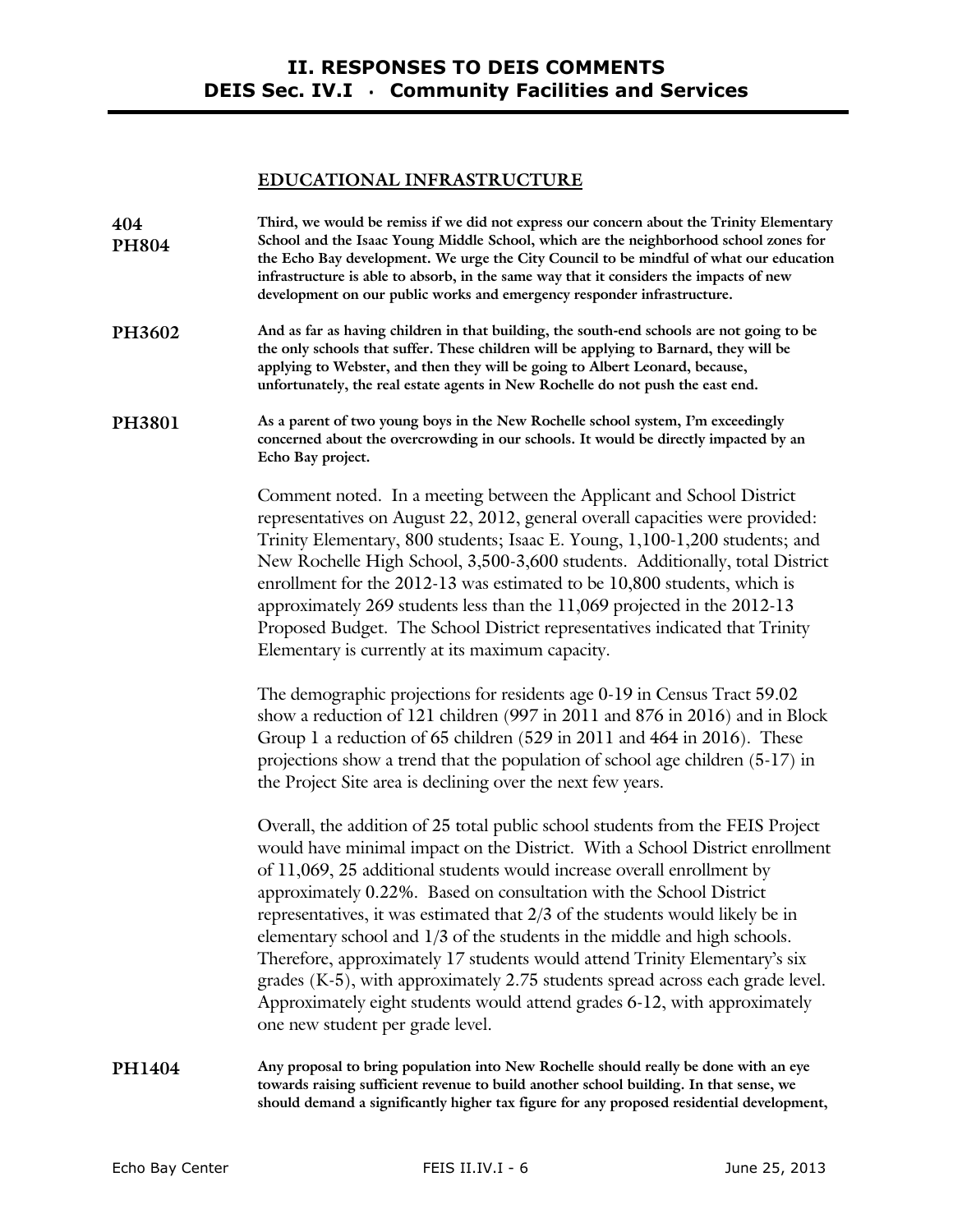## EDUCATIONAL INFRASTRUCTURE

**404**
**PH804**

**Third, we would be remiss if we did not express our concern about the Trinity Elementary School and the Isaac Young Middle School, which are the neighborhood school zones for the Echo Bay development. We urge the City Council to be mindful of what our education infrastructure is able to absorb, in the same way that it considers the impacts of new development on our public works and emergency responder infrastructure.**

**PH3602**

**And as far as having children in that building, the south-end schools are not going to be the only schools that suffer. These children will be applying to Barnard, they will be applying to Webster, and then they will be going to Albert Leonard, because, unfortunately, the real estate agents in New Rochelle do not push the east end.**

**PH3801**

**As a parent of two young boys in the New Rochelle school system, I'm exceedingly concerned about the overcrowding in our schools. It would be directly impacted by an Echo Bay project.**

Comment noted. In a meeting between the Applicant and School District representatives on August 22, 2012, general overall capacities were provided: Trinity Elementary, 800 students; Isaac E. Young, 1,100-1,200 students; and New Rochelle High School, 3,500-3,600 students. Additionally, total District enrollment for the 2012-13 was estimated to be 10,800 students, which is approximately 269 students less than the 11,069 projected in the 2012-13 Proposed Budget. The School District representatives indicated that Trinity Elementary is currently at its maximum capacity.

The demographic projections for residents age 0-19 in Census Tract 59.02 show a reduction of 121 children (997 in 2011 and 876 in 2016) and in Block Group 1 a reduction of 65 children (529 in 2011 and 464 in 2016). These projections show a trend that the population of school age children (5-17) in the Project Site area is declining over the next few years.

Overall, the addition of 25 total public school students from the FEIS Project would have minimal impact on the District. With a School District enrollment of 11,069, 25 additional students would increase overall enrollment by approximately 0.22%. Based on consultation with the School District representatives, it was estimated that 2/3 of the students would likely be in elementary school and 1/3 of the students in the middle and high schools. Therefore, approximately 17 students would attend Trinity Elementary's six grades (K-5), with approximately 2.75 students spread across each grade level. Approximately eight students would attend grades 6-12, with approximately one new student per grade level.

**PH1404**

**Any proposal to bring population into New Rochelle should really be done with an eye towards raising sufficient revenue to build another school building. In that sense, we should demand a significantly higher tax figure for any proposed residential development,**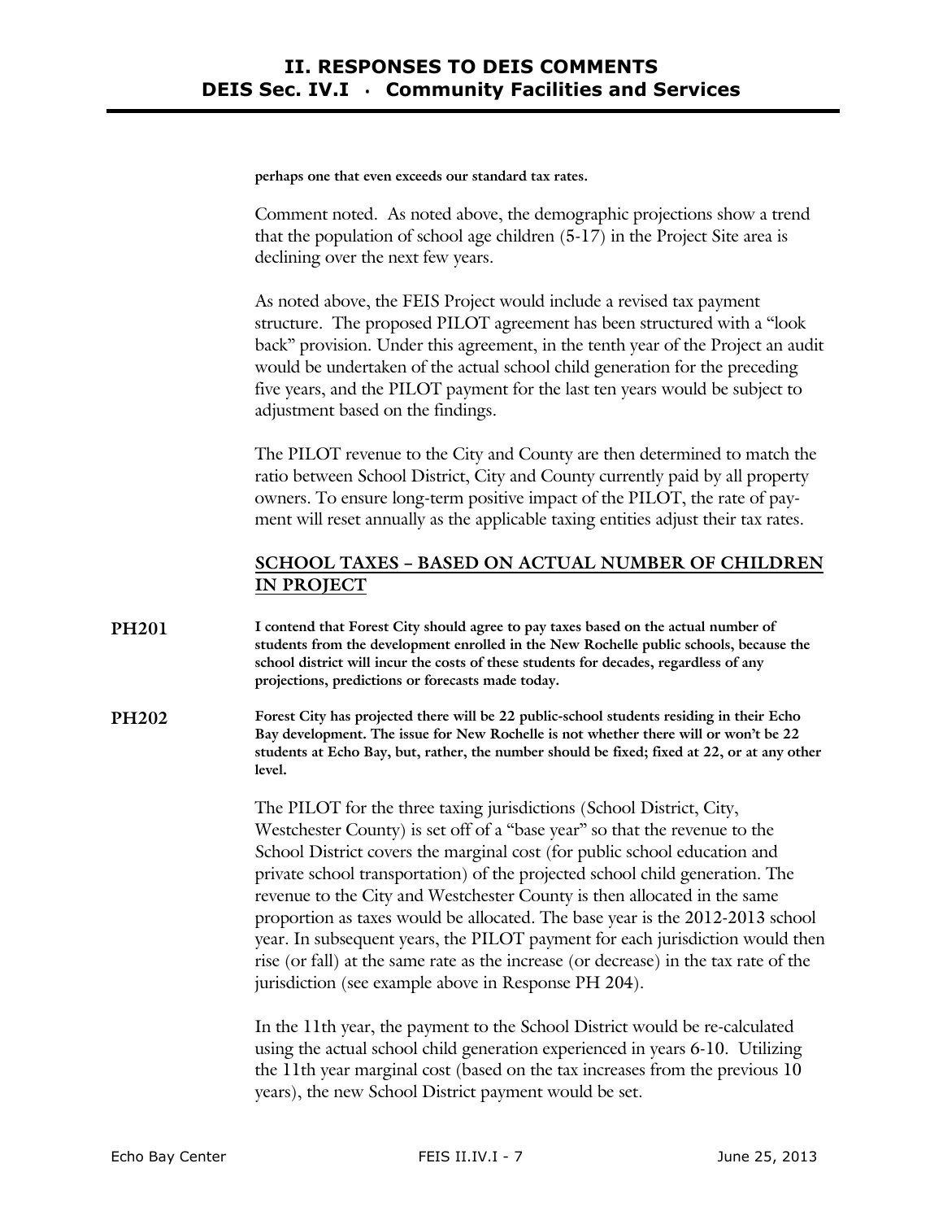**perhaps one that even exceeds our standard tax rates.**

Comment noted. As noted above, the demographic projections show a trend that the population of school age children (5-17) in the Project Site area is declining over the next few years.

As noted above, the FEIS Project would include a revised tax payment structure. The proposed PILOT agreement has been structured with a "look back" provision. Under this agreement, in the tenth year of the Project an audit would be undertaken of the actual school child generation for the preceding five years, and the PILOT payment for the last ten years would be subject to adjustment based on the findings.

The PILOT revenue to the City and County are then determined to match the ratio between School District, City and County currently paid by all property owners. To ensure long-term positive impact of the PILOT, the rate of payment will reset annually as the applicable taxing entities adjust their tax rates.

## SCHOOL TAXES – BASED ON ACTUAL NUMBER OF CHILDREN IN PROJECT

**PH201** **I contend that Forest City should agree to pay taxes based on the actual number of students from the development enrolled in the New Rochelle public schools, because the school district will incur the costs of these students for decades, regardless of any projections, predictions or forecasts made today.**

**PH202** **Forest City has projected there will be 22 public-school students residing in their Echo Bay development. The issue for New Rochelle is not whether there will or won't be 22 students at Echo Bay, but, rather, the number should be fixed; fixed at 22, or at any other level.**

The PILOT for the three taxing jurisdictions (School District, City, Westchester County) is set off of a "base year" so that the revenue to the School District covers the marginal cost (for public school education and private school transportation) of the projected school child generation. The revenue to the City and Westchester County is then allocated in the same proportion as taxes would be allocated. The base year is the 2012-2013 school year. In subsequent years, the PILOT payment for each jurisdiction would then rise (or fall) at the same rate as the increase (or decrease) in the tax rate of the jurisdiction (see example above in Response PH 204).

In the 11th year, the payment to the School District would be re-calculated using the actual school child generation experienced in years 6-10. Utilizing the 11th year marginal cost (based on the tax increases from the previous 10 years), the new School District payment would be set.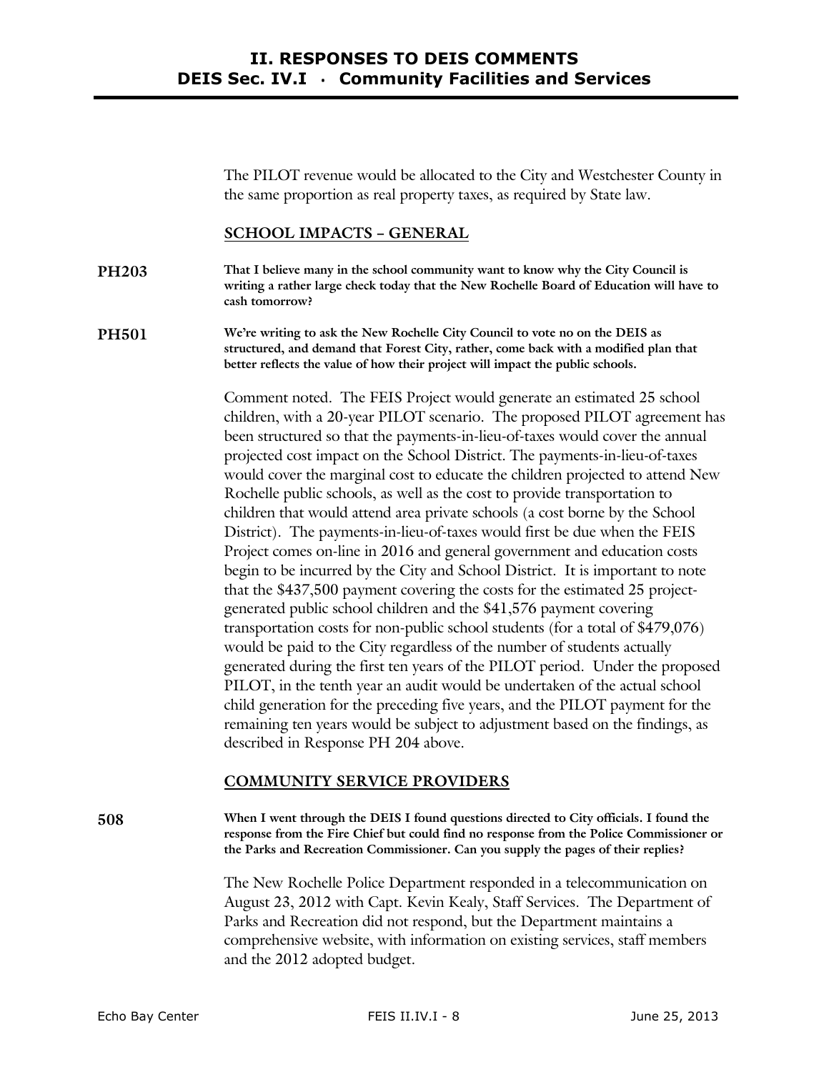The PILOT revenue would be allocated to the City and Westchester County in the same proportion as real property taxes, as required by State law.

## SCHOOL IMPACTS – GENERAL

**PH203** **That I believe many in the school community want to know why the City Council is writing a rather large check today that the New Rochelle Board of Education will have to cash tomorrow?**

**PH501** **We're writing to ask the New Rochelle City Council to vote no on the DEIS as structured, and demand that Forest City, rather, come back with a modified plan that better reflects the value of how their project will impact the public schools.**

Comment noted. The FEIS Project would generate an estimated 25 school children, with a 20-year PILOT scenario. The proposed PILOT agreement has been structured so that the payments-in-lieu-of-taxes would cover the annual projected cost impact on the School District. The payments-in-lieu-of-taxes would cover the marginal cost to educate the children projected to attend New Rochelle public schools, as well as the cost to provide transportation to children that would attend area private schools (a cost borne by the School District). The payments-in-lieu-of-taxes would first be due when the FEIS Project comes on-line in 2016 and general government and education costs begin to be incurred by the City and School District. It is important to note that the $437,500 payment covering the costs for the estimated 25 project-generated public school children and the $41,576 payment covering transportation costs for non-public school students (for a total of $479,076) would be paid to the City regardless of the number of students actually generated during the first ten years of the PILOT period. Under the proposed PILOT, in the tenth year an audit would be undertaken of the actual school child generation for the preceding five years, and the PILOT payment for the remaining ten years would be subject to adjustment based on the findings, as described in Response PH 204 above.

## COMMUNITY SERVICE PROVIDERS

**508** **When I went through the DEIS I found questions directed to City officials. I found the response from the Fire Chief but could find no response from the Police Commissioner or the Parks and Recreation Commissioner. Can you supply the pages of their replies?**

The New Rochelle Police Department responded in a telecommunication on August 23, 2012 with Capt. Kevin Kealy, Staff Services. The Department of Parks and Recreation did not respond, but the Department maintains a comprehensive website, with information on existing services, staff members and the 2012 adopted budget.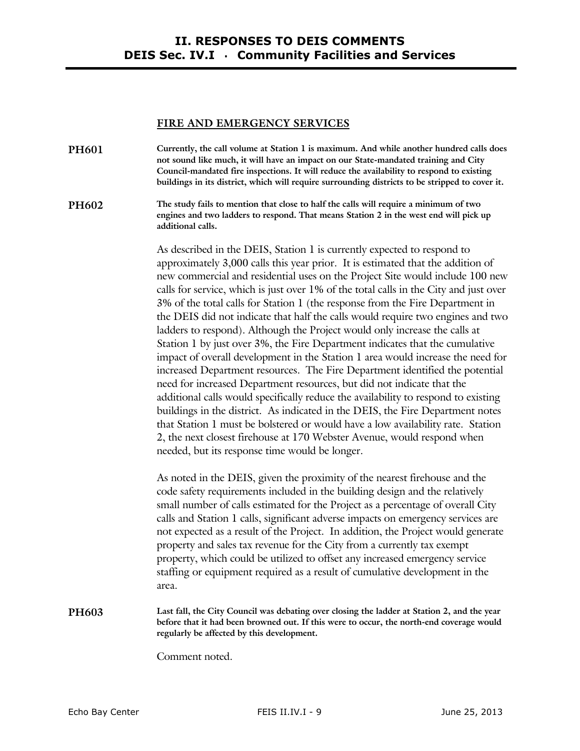### FIRE AND EMERGENCY SERVICES

**PH601** **Currently, the call volume at Station 1 is maximum. And while another hundred calls does not sound like much, it will have an impact on our State-mandated training and City Council-mandated fire inspections. It will reduce the availability to respond to existing buildings in its district, which will require surrounding districts to be stripped to cover it.**

**PH602** **The study fails to mention that close to half the calls will require a minimum of two engines and two ladders to respond. That means Station 2 in the west end will pick up additional calls.**

As described in the DEIS, Station 1 is currently expected to respond to approximately 3,000 calls this year prior. It is estimated that the addition of new commercial and residential uses on the Project Site would include 100 new calls for service, which is just over 1% of the total calls in the City and just over 3% of the total calls for Station 1 (the response from the Fire Department in the DEIS did not indicate that half the calls would require two engines and two ladders to respond). Although the Project would only increase the calls at Station 1 by just over 3%, the Fire Department indicates that the cumulative impact of overall development in the Station 1 area would increase the need for increased Department resources. The Fire Department identified the potential need for increased Department resources, but did not indicate that the additional calls would specifically reduce the availability to respond to existing buildings in the district. As indicated in the DEIS, the Fire Department notes that Station 1 must be bolstered or would have a low availability rate. Station 2, the next closest firehouse at 170 Webster Avenue, would respond when needed, but its response time would be longer.

As noted in the DEIS, given the proximity of the nearest firehouse and the code safety requirements included in the building design and the relatively small number of calls estimated for the Project as a percentage of overall City calls and Station 1 calls, significant adverse impacts on emergency services are not expected as a result of the Project. In addition, the Project would generate property and sales tax revenue for the City from a currently tax exempt property, which could be utilized to offset any increased emergency service staffing or equipment required as a result of cumulative development in the area.

**PH603** **Last fall, the City Council was debating over closing the ladder at Station 2, and the year before that it had been browned out. If this were to occur, the north-end coverage would regularly be affected by this development.**

Comment noted.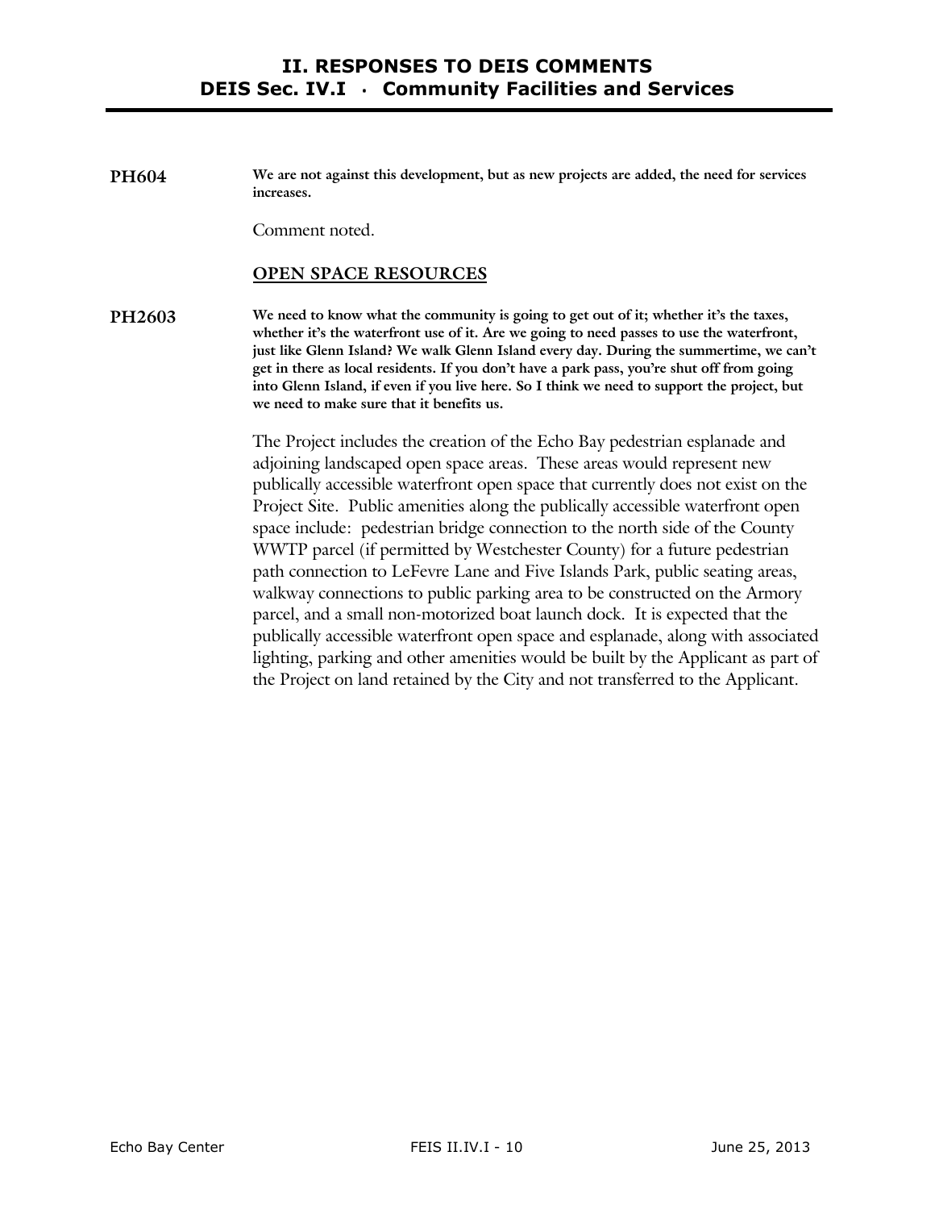**PH604** **We are not against this development, but as new projects are added, the need for services increases.**

Comment noted.

## OPEN SPACE RESOURCES

**PH2603** **We need to know what the community is going to get out of it; whether it's the taxes, whether it's the waterfront use of it. Are we going to need passes to use the waterfront, just like Glenn Island? We walk Glenn Island every day. During the summertime, we can't get in there as local residents. If you don't have a park pass, you're shut off from going into Glenn Island, if even if you live here. So I think we need to support the project, but we need to make sure that it benefits us.**

The Project includes the creation of the Echo Bay pedestrian esplanade and adjoining landscaped open space areas. These areas would represent new publically accessible waterfront open space that currently does not exist on the Project Site. Public amenities along the publically accessible waterfront open space include: pedestrian bridge connection to the north side of the County WWTP parcel (if permitted by Westchester County) for a future pedestrian path connection to LeFevre Lane and Five Islands Park, public seating areas, walkway connections to public parking area to be constructed on the Armory parcel, and a small non-motorized boat launch dock. It is expected that the publically accessible waterfront open space and esplanade, along with associated lighting, parking and other amenities would be built by the Applicant as part of the Project on land retained by the City and not transferred to the Applicant.